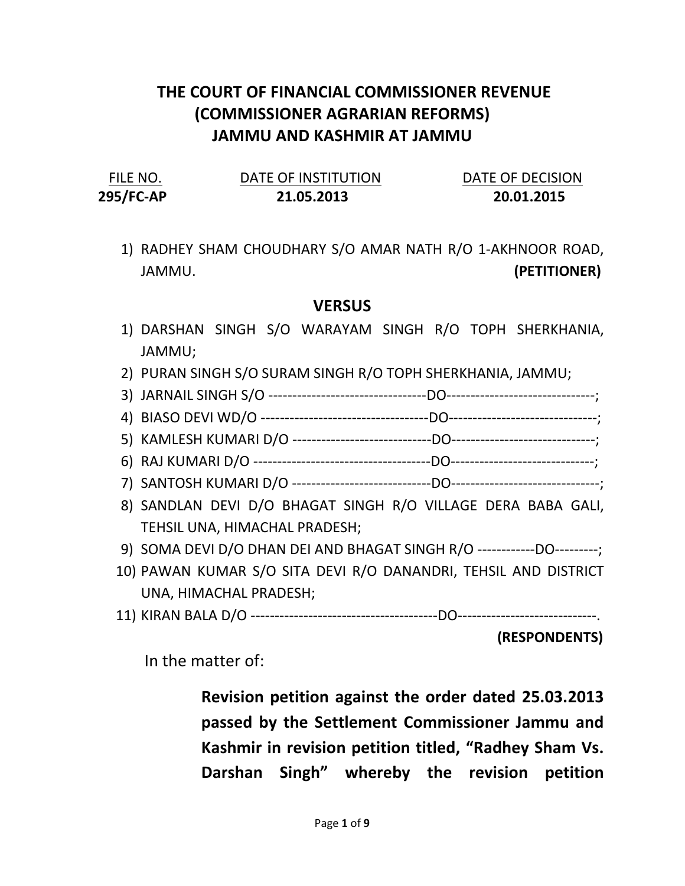# THE COURT OF FINANCIAL COMMISSIONER REVENUE (COMMISSIONER AGRARIAN REFORMS) JAMMU AND KASHMIR AT JAMMU

| FILE NO. | DATE OF INSTITUTION | DATE OF DECISION |
|---|---|---|
| **295/FC-AP** | **21.05.2013** | **20.01.2015** |

1) RADHEY SHAM CHOUDHARY S/O AMAR NATH R/O 1-AKHNOOR ROAD, JAMMU. **(PETITIONER)**

## VERSUS

1) DARSHAN SINGH S/O WARAYAM SINGH R/O TOPH SHERKHANIA, JAMMU;
2) PURAN SINGH S/O SURAM SINGH R/O TOPH SHERKHANIA, JAMMU;
3) JARNAIL SINGH S/O --------------------------------DO------------------------------;
4) BIASO DEVI WD/O ----------------------------------DO------------------------------;
5) KAMLESH KUMARI D/O ----------------------------DO-----------------------------;
6) RAJ KUMARI D/O ------------------------------------DO-----------------------------;
7) SANTOSH KUMARI D/O ----------------------------DO------------------------------;
8) SANDLAN DEVI D/O BHAGAT SINGH R/O VILLAGE DERA BABA GALI, TEHSIL UNA, HIMACHAL PRADESH;
9) SOMA DEVI D/O DHAN DEI AND BHAGAT SINGH R/O ------------DO---------;
10) PAWAN KUMAR S/O SITA DEVI R/O DANANDRI, TEHSIL AND DISTRICT UNA, HIMACHAL PRADESH;
11) KIRAN BALA D/O --------------------------------------DO----------------------------.

**(RESPONDENTS)**

In the matter of:

> **Revision petition against the order dated 25.03.2013 passed by the Settlement Commissioner Jammu and Kashmir in revision petition titled, "Radhey Sham Vs. Darshan Singh" whereby the revision petition**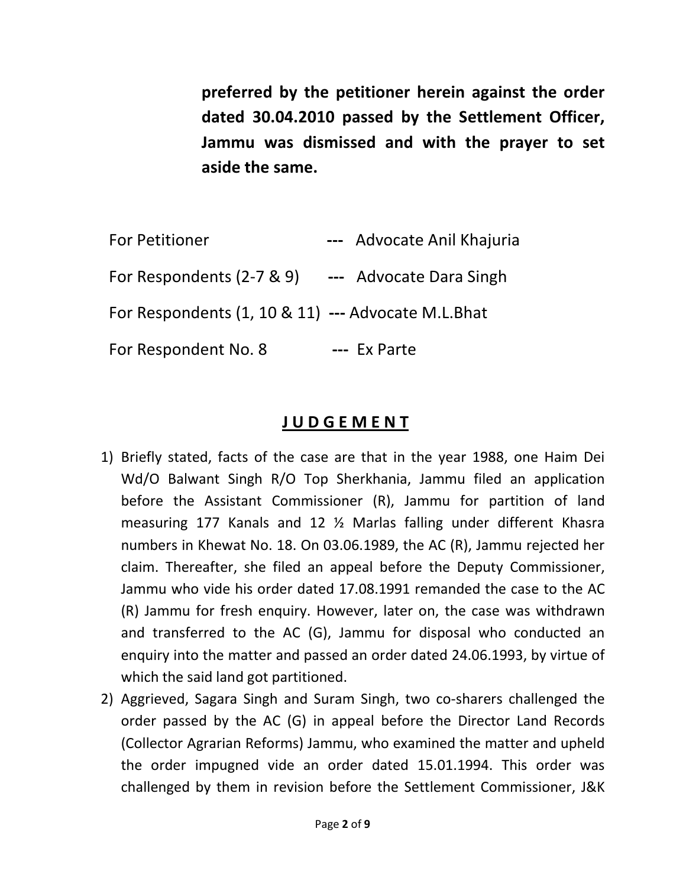**preferred by the petitioner herein against the order dated 30.04.2010 passed by the Settlement Officer, Jammu was dismissed and with the prayer to set aside the same.**

| | | |
|---|---|---|
| For Petitioner | --- | Advocate Anil Khajuria |
| For Respondents (2-7 & 9) | --- | Advocate Dara Singh |
| For Respondents (1, 10 & 11) | --- | Advocate M.L.Bhat |
| For Respondent No. 8 | --- | Ex Parte |

## J U D G E M E N T

1) Briefly stated, facts of the case are that in the year 1988, one Haim Dei Wd/O Balwant Singh R/O Top Sherkhania, Jammu filed an application before the Assistant Commissioner (R), Jammu for partition of land measuring 177 Kanals and 12 ½ Marlas falling under different Khasra numbers in Khewat No. 18. On 03.06.1989, the AC (R), Jammu rejected her claim. Thereafter, she filed an appeal before the Deputy Commissioner, Jammu who vide his order dated 17.08.1991 remanded the case to the AC (R) Jammu for fresh enquiry. However, later on, the case was withdrawn and transferred to the AC (G), Jammu for disposal who conducted an enquiry into the matter and passed an order dated 24.06.1993, by virtue of which the said land got partitioned.

2) Aggrieved, Sagara Singh and Suram Singh, two co-sharers challenged the order passed by the AC (G) in appeal before the Director Land Records (Collector Agrarian Reforms) Jammu, who examined the matter and upheld the order impugned vide an order dated 15.01.1994. This order was challenged by them in revision before the Settlement Commissioner, J&K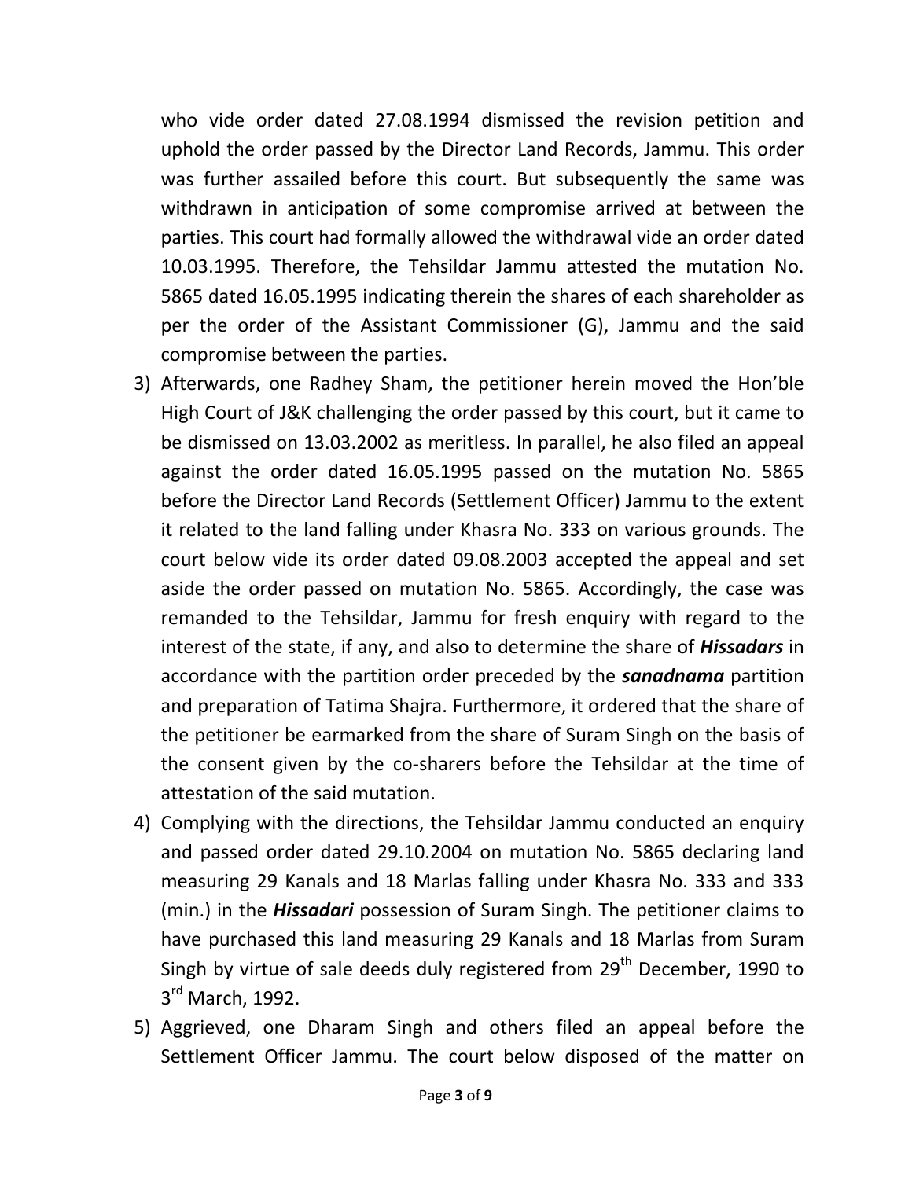who vide order dated 27.08.1994 dismissed the revision petition and uphold the order passed by the Director Land Records, Jammu. This order was further assailed before this court. But subsequently the same was withdrawn in anticipation of some compromise arrived at between the parties. This court had formally allowed the withdrawal vide an order dated 10.03.1995. Therefore, the Tehsildar Jammu attested the mutation No. 5865 dated 16.05.1995 indicating therein the shares of each shareholder as per the order of the Assistant Commissioner (G), Jammu and the said compromise between the parties.

3) Afterwards, one Radhey Sham, the petitioner herein moved the Hon'ble High Court of J&K challenging the order passed by this court, but it came to be dismissed on 13.03.2002 as meritless. In parallel, he also filed an appeal against the order dated 16.05.1995 passed on the mutation No. 5865 before the Director Land Records (Settlement Officer) Jammu to the extent it related to the land falling under Khasra No. 333 on various grounds. The court below vide its order dated 09.08.2003 accepted the appeal and set aside the order passed on mutation No. 5865. Accordingly, the case was remanded to the Tehsildar, Jammu for fresh enquiry with regard to the interest of the state, if any, and also to determine the share of ***Hissadars*** in accordance with the partition order preceded by the ***sanadnama*** partition and preparation of Tatima Shajra. Furthermore, it ordered that the share of the petitioner be earmarked from the share of Suram Singh on the basis of the consent given by the co-sharers before the Tehsildar at the time of attestation of the said mutation.

4) Complying with the directions, the Tehsildar Jammu conducted an enquiry and passed order dated 29.10.2004 on mutation No. 5865 declaring land measuring 29 Kanals and 18 Marlas falling under Khasra No. 333 and 333 (min.) in the ***Hissadari*** possession of Suram Singh. The petitioner claims to have purchased this land measuring 29 Kanals and 18 Marlas from Suram Singh by virtue of sale deeds duly registered from 29th December, 1990 to 3rd March, 1992.

5) Aggrieved, one Dharam Singh and others filed an appeal before the Settlement Officer Jammu. The court below disposed of the matter on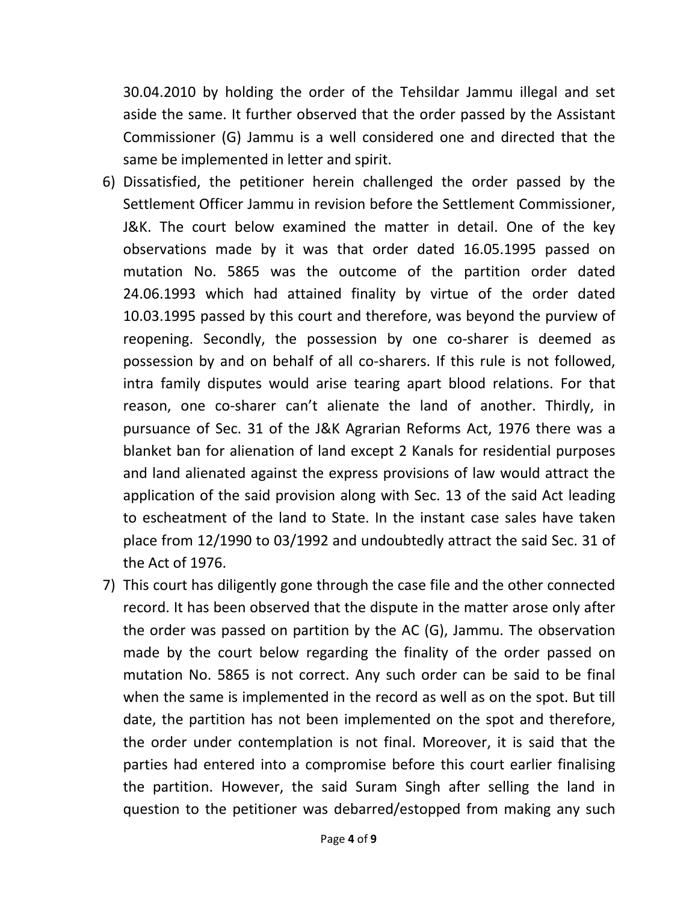30.04.2010 by holding the order of the Tehsildar Jammu illegal and set aside the same. It further observed that the order passed by the Assistant Commissioner (G) Jammu is a well considered one and directed that the same be implemented in letter and spirit.

6) Dissatisfied, the petitioner herein challenged the order passed by the Settlement Officer Jammu in revision before the Settlement Commissioner, J&K. The court below examined the matter in detail. One of the key observations made by it was that order dated 16.05.1995 passed on mutation No. 5865 was the outcome of the partition order dated 24.06.1993 which had attained finality by virtue of the order dated 10.03.1995 passed by this court and therefore, was beyond the purview of reopening. Secondly, the possession by one co-sharer is deemed as possession by and on behalf of all co-sharers. If this rule is not followed, intra family disputes would arise tearing apart blood relations. For that reason, one co-sharer can't alienate the land of another. Thirdly, in pursuance of Sec. 31 of the J&K Agrarian Reforms Act, 1976 there was a blanket ban for alienation of land except 2 Kanals for residential purposes and land alienated against the express provisions of law would attract the application of the said provision along with Sec. 13 of the said Act leading to escheatment of the land to State. In the instant case sales have taken place from 12/1990 to 03/1992 and undoubtedly attract the said Sec. 31 of the Act of 1976.

7) This court has diligently gone through the case file and the other connected record. It has been observed that the dispute in the matter arose only after the order was passed on partition by the AC (G), Jammu. The observation made by the court below regarding the finality of the order passed on mutation No. 5865 is not correct. Any such order can be said to be final when the same is implemented in the record as well as on the spot. But till date, the partition has not been implemented on the spot and therefore, the order under contemplation is not final. Moreover, it is said that the parties had entered into a compromise before this court earlier finalising the partition. However, the said Suram Singh after selling the land in question to the petitioner was debarred/estopped from making any such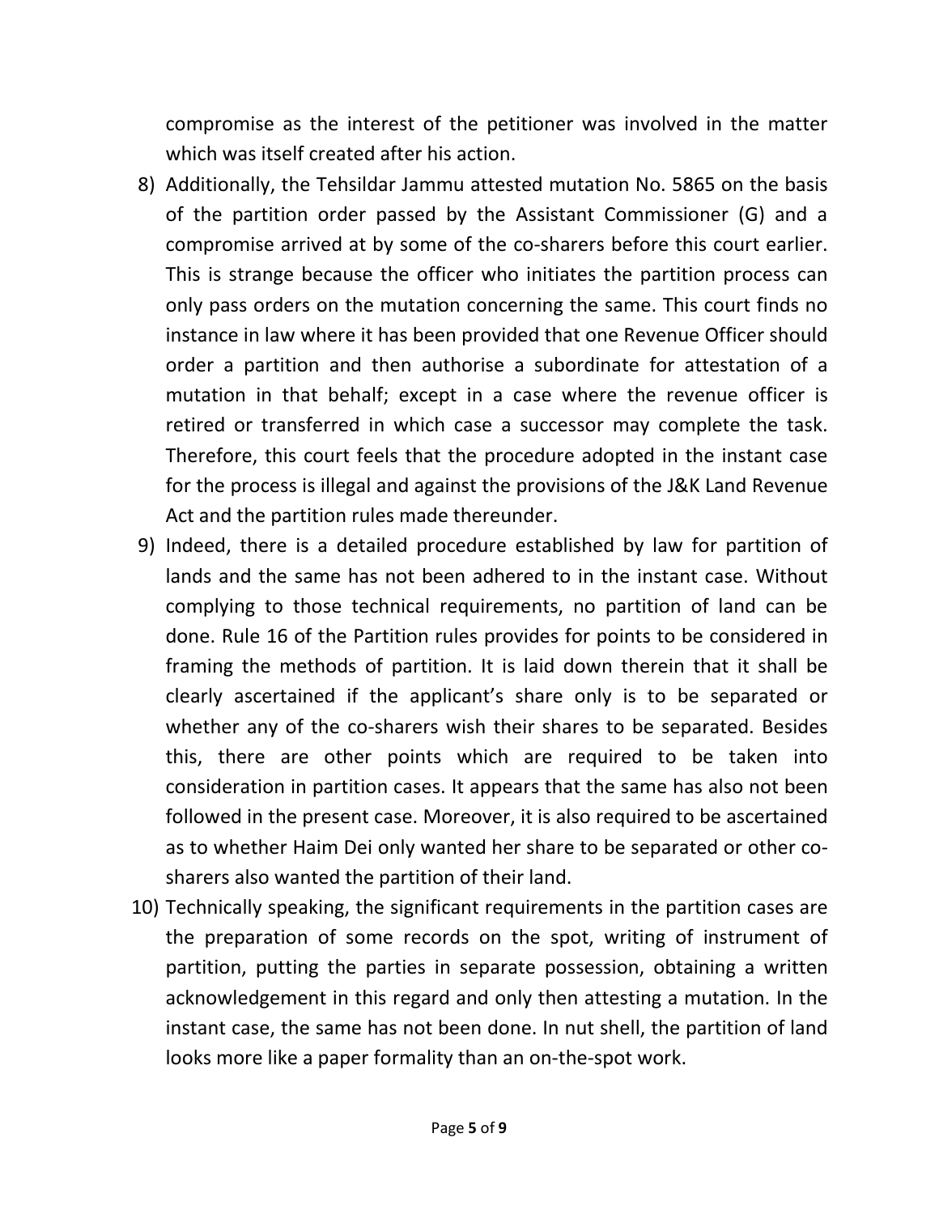compromise as the interest of the petitioner was involved in the matter which was itself created after his action.

8) Additionally, the Tehsildar Jammu attested mutation No. 5865 on the basis of the partition order passed by the Assistant Commissioner (G) and a compromise arrived at by some of the co-sharers before this court earlier. This is strange because the officer who initiates the partition process can only pass orders on the mutation concerning the same. This court finds no instance in law where it has been provided that one Revenue Officer should order a partition and then authorise a subordinate for attestation of a mutation in that behalf; except in a case where the revenue officer is retired or transferred in which case a successor may complete the task. Therefore, this court feels that the procedure adopted in the instant case for the process is illegal and against the provisions of the J&K Land Revenue Act and the partition rules made thereunder.

9) Indeed, there is a detailed procedure established by law for partition of lands and the same has not been adhered to in the instant case. Without complying to those technical requirements, no partition of land can be done. Rule 16 of the Partition rules provides for points to be considered in framing the methods of partition. It is laid down therein that it shall be clearly ascertained if the applicant's share only is to be separated or whether any of the co-sharers wish their shares to be separated. Besides this, there are other points which are required to be taken into consideration in partition cases. It appears that the same has also not been followed in the present case. Moreover, it is also required to be ascertained as to whether Haim Dei only wanted her share to be separated or other co-sharers also wanted the partition of their land.

10) Technically speaking, the significant requirements in the partition cases are the preparation of some records on the spot, writing of instrument of partition, putting the parties in separate possession, obtaining a written acknowledgement in this regard and only then attesting a mutation. In the instant case, the same has not been done. In nut shell, the partition of land looks more like a paper formality than an on-the-spot work.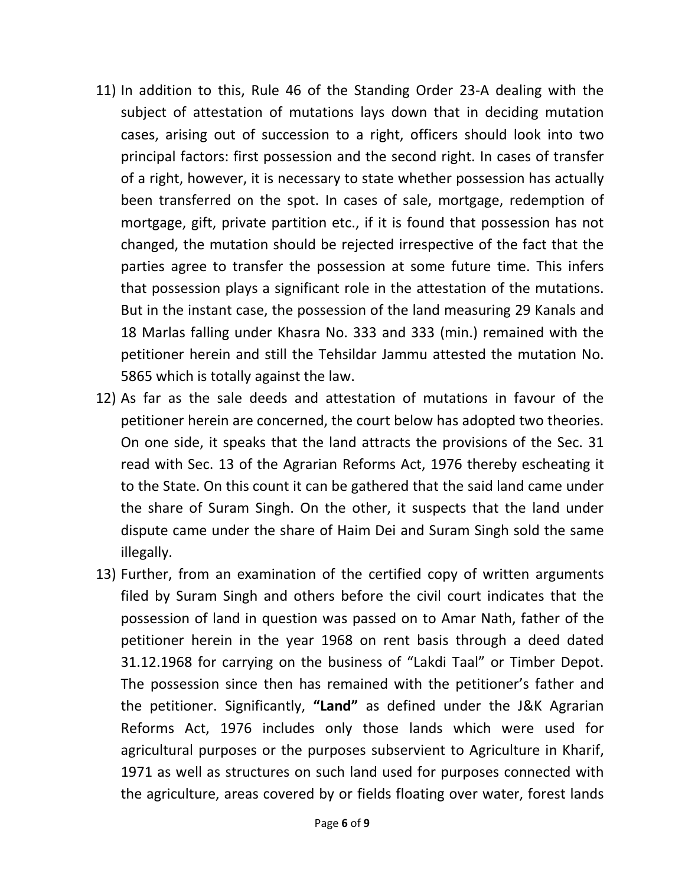11) In addition to this, Rule 46 of the Standing Order 23-A dealing with the subject of attestation of mutations lays down that in deciding mutation cases, arising out of succession to a right, officers should look into two principal factors: first possession and the second right. In cases of transfer of a right, however, it is necessary to state whether possession has actually been transferred on the spot. In cases of sale, mortgage, redemption of mortgage, gift, private partition etc., if it is found that possession has not changed, the mutation should be rejected irrespective of the fact that the parties agree to transfer the possession at some future time. This infers that possession plays a significant role in the attestation of the mutations. But in the instant case, the possession of the land measuring 29 Kanals and 18 Marlas falling under Khasra No. 333 and 333 (min.) remained with the petitioner herein and still the Tehsildar Jammu attested the mutation No. 5865 which is totally against the law.

12) As far as the sale deeds and attestation of mutations in favour of the petitioner herein are concerned, the court below has adopted two theories. On one side, it speaks that the land attracts the provisions of the Sec. 31 read with Sec. 13 of the Agrarian Reforms Act, 1976 thereby escheating it to the State. On this count it can be gathered that the said land came under the share of Suram Singh. On the other, it suspects that the land under dispute came under the share of Haim Dei and Suram Singh sold the same illegally.

13) Further, from an examination of the certified copy of written arguments filed by Suram Singh and others before the civil court indicates that the possession of land in question was passed on to Amar Nath, father of the petitioner herein in the year 1968 on rent basis through a deed dated 31.12.1968 for carrying on the business of "Lakdi Taal" or Timber Depot. The possession since then has remained with the petitioner's father and the petitioner. Significantly, **"Land"** as defined under the J&K Agrarian Reforms Act, 1976 includes only those lands which were used for agricultural purposes or the purposes subservient to Agriculture in Kharif, 1971 as well as structures on such land used for purposes connected with the agriculture, areas covered by or fields floating over water, forest lands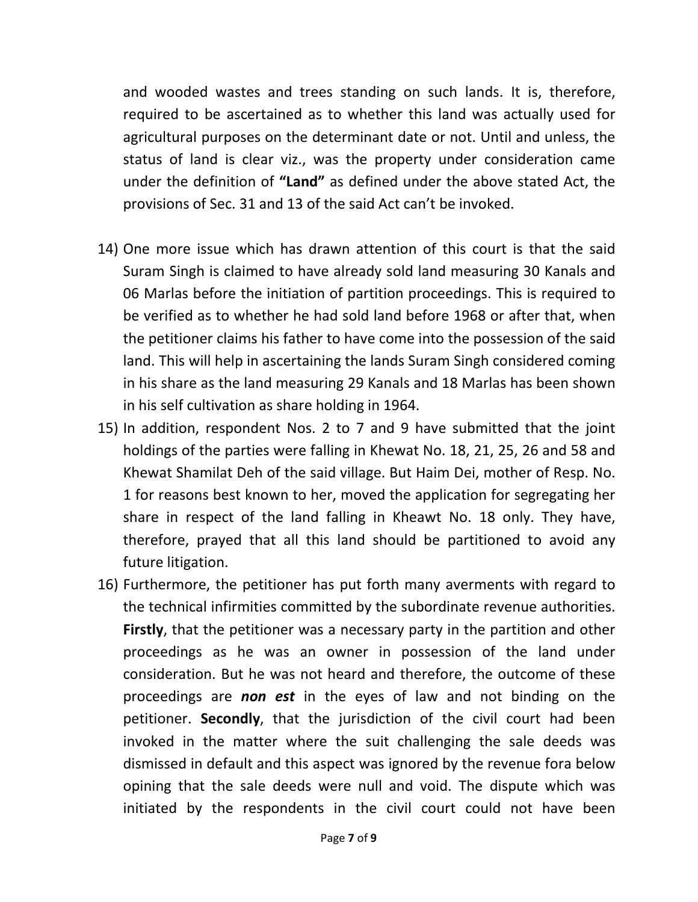and wooded wastes and trees standing on such lands. It is, therefore, required to be ascertained as to whether this land was actually used for agricultural purposes on the determinant date or not. Until and unless, the status of land is clear viz., was the property under consideration came under the definition of **"Land"** as defined under the above stated Act, the provisions of Sec. 31 and 13 of the said Act can't be invoked.

14) One more issue which has drawn attention of this court is that the said Suram Singh is claimed to have already sold land measuring 30 Kanals and 06 Marlas before the initiation of partition proceedings. This is required to be verified as to whether he had sold land before 1968 or after that, when the petitioner claims his father to have come into the possession of the said land. This will help in ascertaining the lands Suram Singh considered coming in his share as the land measuring 29 Kanals and 18 Marlas has been shown in his self cultivation as share holding in 1964.

15) In addition, respondent Nos. 2 to 7 and 9 have submitted that the joint holdings of the parties were falling in Khewat No. 18, 21, 25, 26 and 58 and Khewat Shamilat Deh of the said village. But Haim Dei, mother of Resp. No. 1 for reasons best known to her, moved the application for segregating her share in respect of the land falling in Kheawt No. 18 only. They have, therefore, prayed that all this land should be partitioned to avoid any future litigation.

16) Furthermore, the petitioner has put forth many averments with regard to the technical infirmities committed by the subordinate revenue authorities. **Firstly**, that the petitioner was a necessary party in the partition and other proceedings as he was an owner in possession of the land under consideration. But he was not heard and therefore, the outcome of these proceedings are ***non est*** in the eyes of law and not binding on the petitioner. **Secondly**, that the jurisdiction of the civil court had been invoked in the matter where the suit challenging the sale deeds was dismissed in default and this aspect was ignored by the revenue fora below opining that the sale deeds were null and void. The dispute which was initiated by the respondents in the civil court could not have been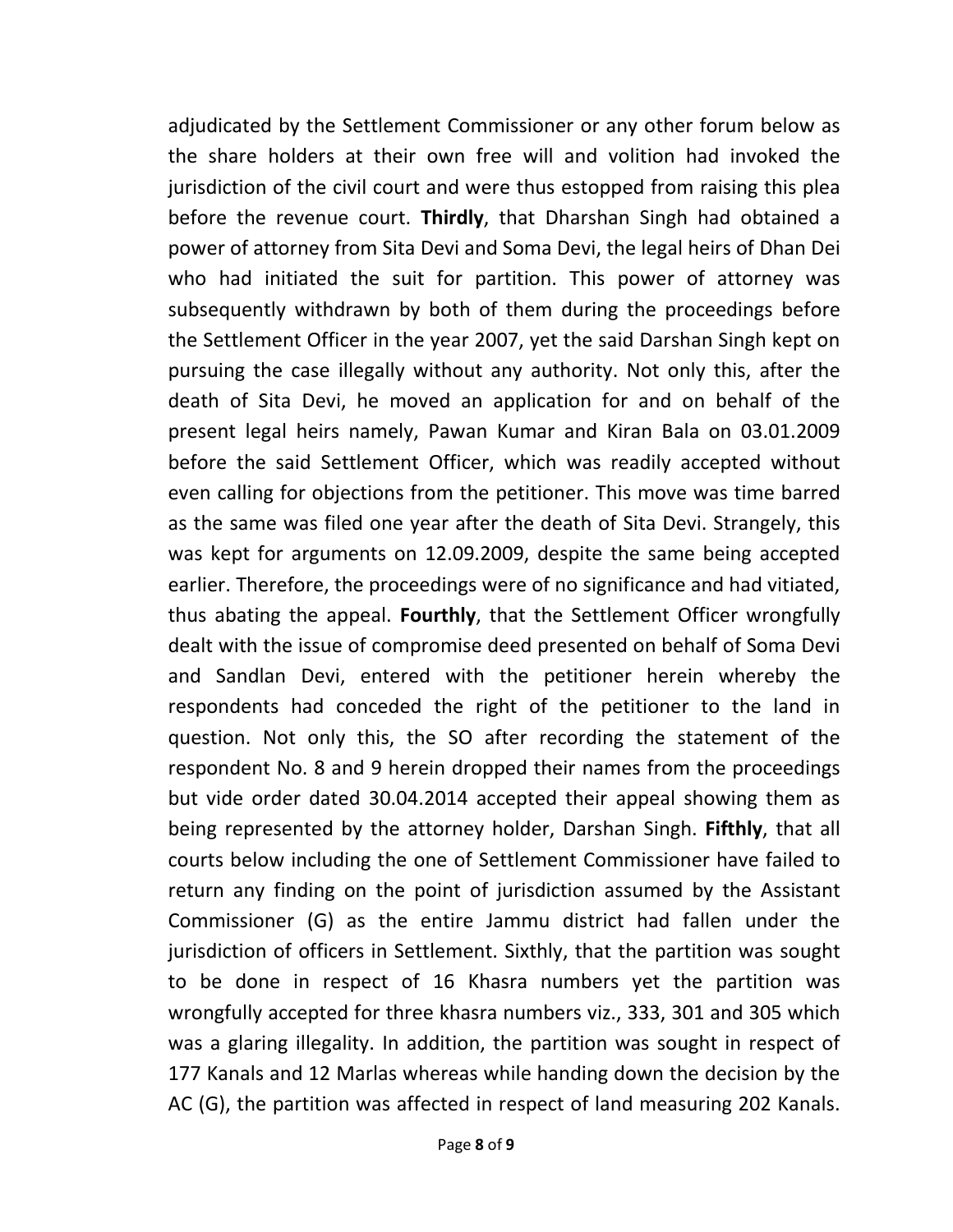adjudicated by the Settlement Commissioner or any other forum below as the share holders at their own free will and volition had invoked the jurisdiction of the civil court and were thus estopped from raising this plea before the revenue court. **Thirdly**, that Dharshan Singh had obtained a power of attorney from Sita Devi and Soma Devi, the legal heirs of Dhan Dei who had initiated the suit for partition. This power of attorney was subsequently withdrawn by both of them during the proceedings before the Settlement Officer in the year 2007, yet the said Darshan Singh kept on pursuing the case illegally without any authority. Not only this, after the death of Sita Devi, he moved an application for and on behalf of the present legal heirs namely, Pawan Kumar and Kiran Bala on 03.01.2009 before the said Settlement Officer, which was readily accepted without even calling for objections from the petitioner. This move was time barred as the same was filed one year after the death of Sita Devi. Strangely, this was kept for arguments on 12.09.2009, despite the same being accepted earlier. Therefore, the proceedings were of no significance and had vitiated, thus abating the appeal. **Fourthly**, that the Settlement Officer wrongfully dealt with the issue of compromise deed presented on behalf of Soma Devi and Sandlan Devi, entered with the petitioner herein whereby the respondents had conceded the right of the petitioner to the land in question. Not only this, the SO after recording the statement of the respondent No. 8 and 9 herein dropped their names from the proceedings but vide order dated 30.04.2014 accepted their appeal showing them as being represented by the attorney holder, Darshan Singh. **Fifthly**, that all courts below including the one of Settlement Commissioner have failed to return any finding on the point of jurisdiction assumed by the Assistant Commissioner (G) as the entire Jammu district had fallen under the jurisdiction of officers in Settlement. Sixthly, that the partition was sought to be done in respect of 16 Khasra numbers yet the partition was wrongfully accepted for three khasra numbers viz., 333, 301 and 305 which was a glaring illegality. In addition, the partition was sought in respect of 177 Kanals and 12 Marlas whereas while handing down the decision by the AC (G), the partition was affected in respect of land measuring 202 Kanals.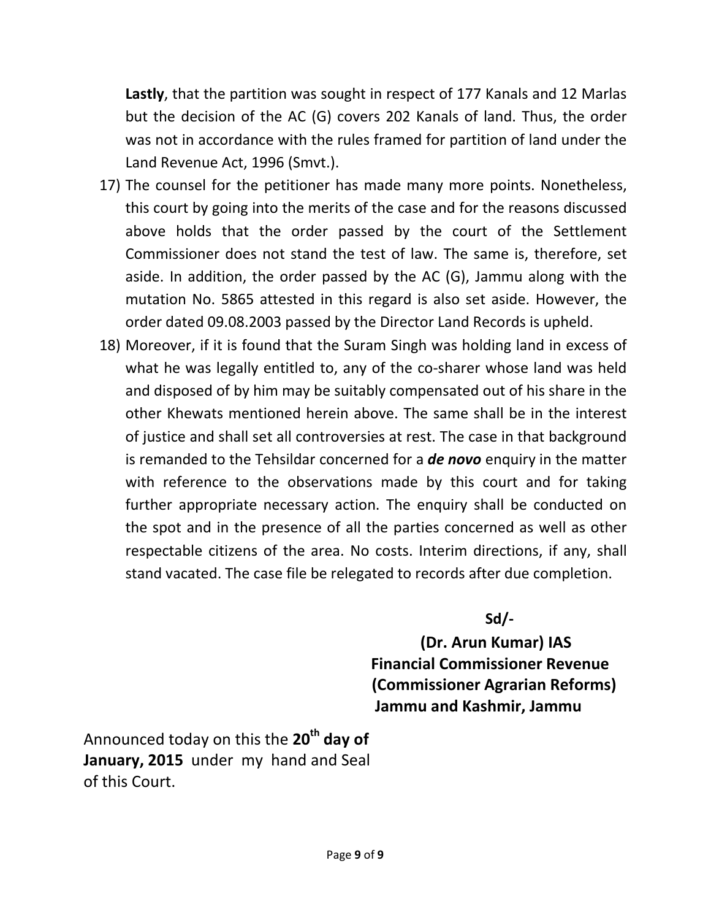**Lastly**, that the partition was sought in respect of 177 Kanals and 12 Marlas but the decision of the AC (G) covers 202 Kanals of land. Thus, the order was not in accordance with the rules framed for partition of land under the Land Revenue Act, 1996 (Smvt.).

17) The counsel for the petitioner has made many more points. Nonetheless, this court by going into the merits of the case and for the reasons discussed above holds that the order passed by the court of the Settlement Commissioner does not stand the test of law. The same is, therefore, set aside. In addition, the order passed by the AC (G), Jammu along with the mutation No. 5865 attested in this regard is also set aside. However, the order dated 09.08.2003 passed by the Director Land Records is upheld.

18) Moreover, if it is found that the Suram Singh was holding land in excess of what he was legally entitled to, any of the co-sharer whose land was held and disposed of by him may be suitably compensated out of his share in the other Khewats mentioned herein above. The same shall be in the interest of justice and shall set all controversies at rest. The case in that background is remanded to the Tehsildar concerned for a ***de novo*** enquiry in the matter with reference to the observations made by this court and for taking further appropriate necessary action. The enquiry shall be conducted on the spot and in the presence of all the parties concerned as well as other respectable citizens of the area. No costs. Interim directions, if any, shall stand vacated. The case file be relegated to records after due completion.

**Sd/-**

**(Dr. Arun Kumar) IAS**
**Financial Commissioner Revenue**
**(Commissioner Agrarian Reforms)**
**Jammu and Kashmir, Jammu**

Announced today on this the **20th day of January, 2015** under my hand and Seal of this Court.